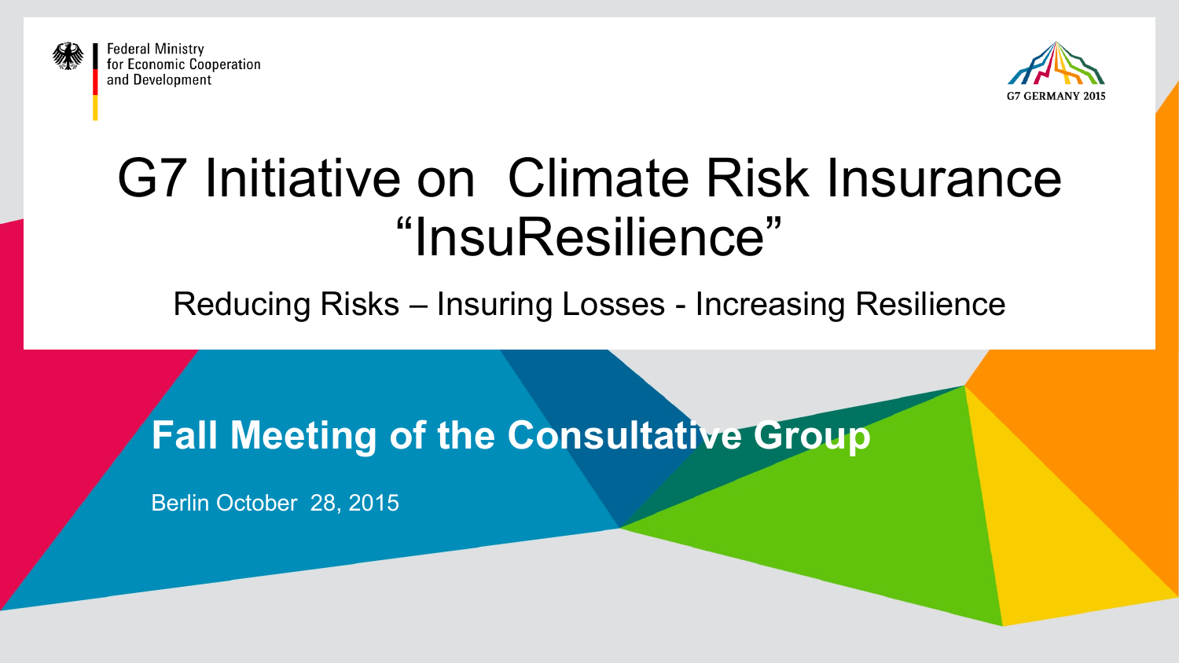Federal Ministry
for Economic Cooperation
and Development

G7 GERMANY 2015

# G7 Initiative on Climate Risk Insurance "InsuResilience"

Reducing Risks – Insuring Losses - Increasing Resilience

## Fall Meeting of the Consultative Group

Berlin October 28, 2015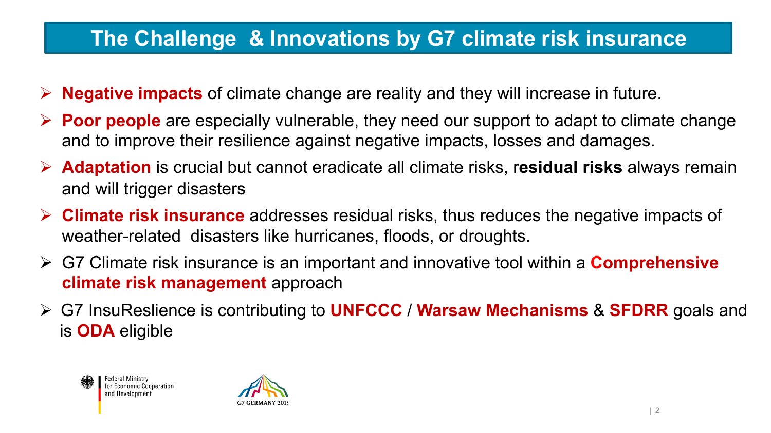# The Challenge & Innovations by G7 climate risk insurance

- **Negative impacts** of climate change are reality and they will increase in future.
- **Poor people** are especially vulnerable, they need our support to adapt to climate change and to improve their resilience against negative impacts, losses and damages.
- **Adaptation** is crucial but cannot eradicate all climate risks, r**esidual risks** always remain and will trigger disasters
- **Climate risk insurance** addresses residual risks, thus reduces the negative impacts of weather-related disasters like hurricanes, floods, or droughts.
- G7 Climate risk insurance is an important and innovative tool within a **Comprehensive climate risk management** approach
- G7 InsuReslience is contributing to **UNFCCC** / **Warsaw Mechanisms** & **SFDRR** goals and is **ODA** eligible

Federal Ministry for Economic Cooperation and Development

G7 GERMANY 2015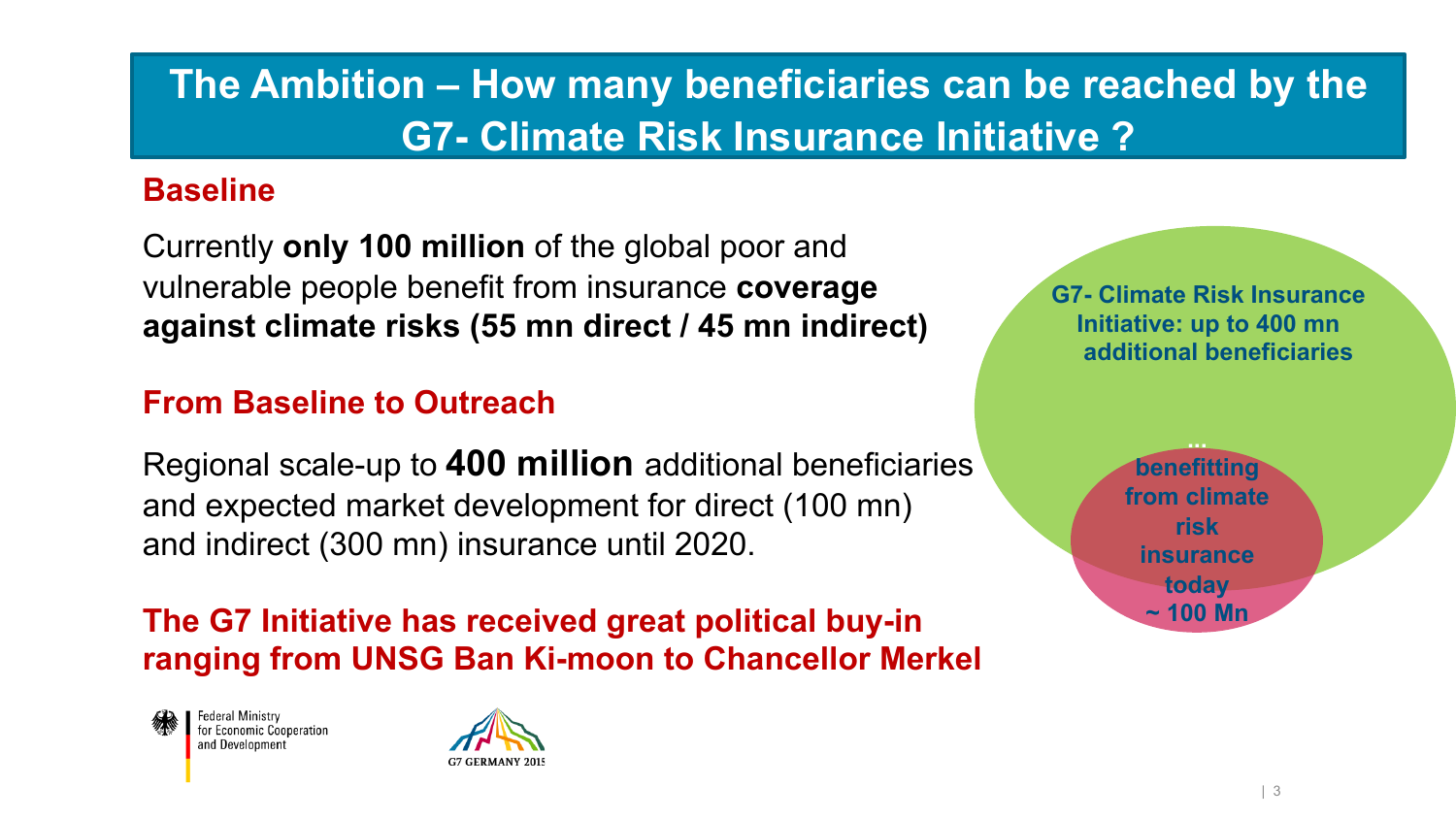# The Ambition – How many beneficiaries can be reached by the G7- Climate Risk Insurance Initiative ?

## Baseline

Currently **only 100 million** of the global poor and vulnerable people benefit from insurance **coverage against climate risks (55 mn direct / 45 mn indirect)**

## From Baseline to Outreach

Regional scale-up to **400 million** additional beneficiaries and expected market development for direct (100 mn) and indirect (300 mn) insurance until 2020.

**The G7 Initiative has received great political buy-in ranging from UNSG Ban Ki-moon to Chancellor Merkel**

**G7- Climate Risk Insurance Initiative: up to 400 mn additional beneficiaries**

**... benefitting from climate risk insurance today ~ 100 Mn**

Federal Ministry for Economic Cooperation and Development

G7 GERMANY 2015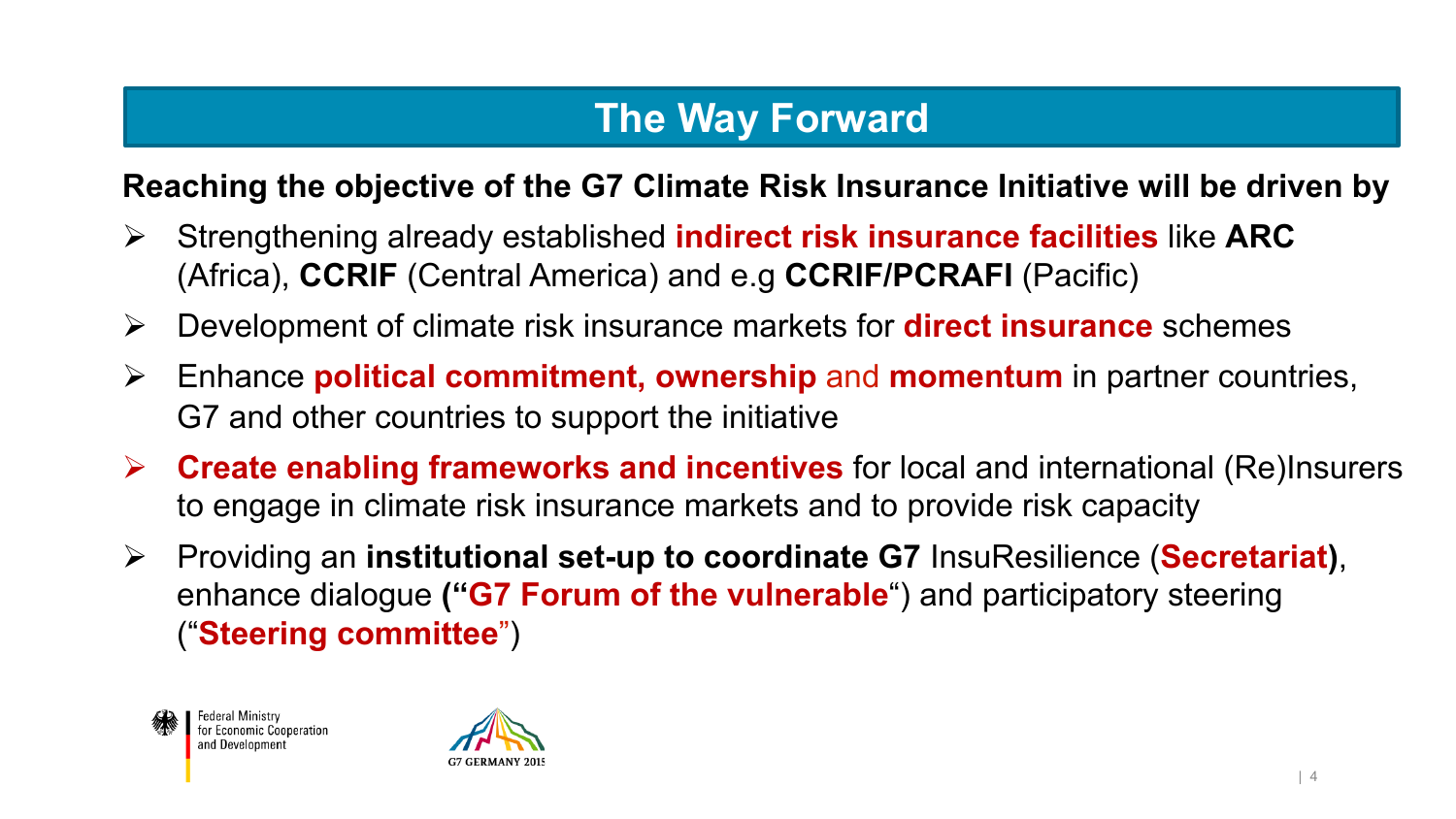# The Way Forward

**Reaching the objective of the G7 Climate Risk Insurance Initiative will be driven by**

- Strengthening already established **indirect risk insurance facilities** like **ARC** (Africa), **CCRIF** (Central America) and e.g **CCRIF/PCRAFI** (Pacific)
- Development of climate risk insurance markets for **direct insurance** schemes
- Enhance **political commitment, ownership** and **momentum** in partner countries, G7 and other countries to support the initiative
- **Create enabling frameworks and incentives** for local and international (Re)Insurers to engage in climate risk insurance markets and to provide risk capacity
- Providing an **institutional set-up to coordinate G7** InsuResilience (**Secretariat)**, enhance dialogue **("G7 Forum of the vulnerable**") and participatory steering ("**Steering committee**")

Federal Ministry for Economic Cooperation and Development

G7 GERMANY 2015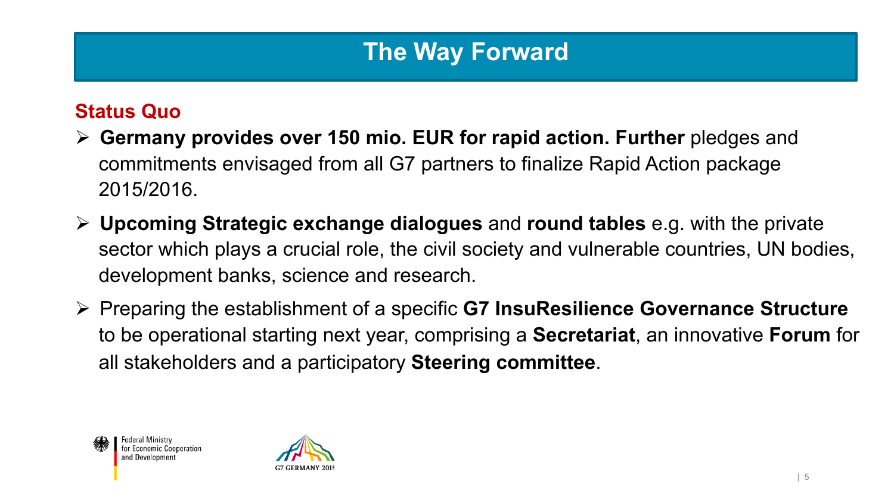# The Way Forward

## Status Quo

- **Germany provides over 150 mio. EUR for rapid action. Further** pledges and commitments envisaged from all G7 partners to finalize Rapid Action package 2015/2016.
- **Upcoming Strategic exchange dialogues** and **round tables** e.g. with the private sector which plays a crucial role, the civil society and vulnerable countries, UN bodies, development banks, science and research.
- Preparing the establishment of a specific **G7 InsuResilience Governance Structure** to be operational starting next year, comprising a **Secretariat**, an innovative **Forum** for all stakeholders and a participatory **Steering committee**.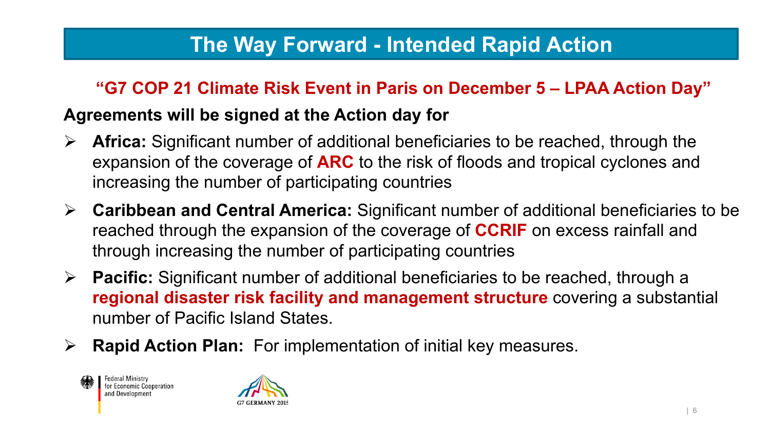# The Way Forward - Intended Rapid Action

**"G7 COP 21 Climate Risk Event in Paris on December 5 – LPAA Action Day"**

**Agreements will be signed at the Action day for**

- **Africa:** Significant number of additional beneficiaries to be reached, through the expansion of the coverage of **ARC** to the risk of floods and tropical cyclones and increasing the number of participating countries
- **Caribbean and Central America:** Significant number of additional beneficiaries to be reached through the expansion of the coverage of **CCRIF** on excess rainfall and through increasing the number of participating countries
- **Pacific:** Significant number of additional beneficiaries to be reached, through a **regional disaster risk facility and management structure** covering a substantial number of Pacific Island States.
- **Rapid Action Plan:** For implementation of initial key measures.

Federal Ministry for Economic Cooperation and Development

G7 GERMANY 2015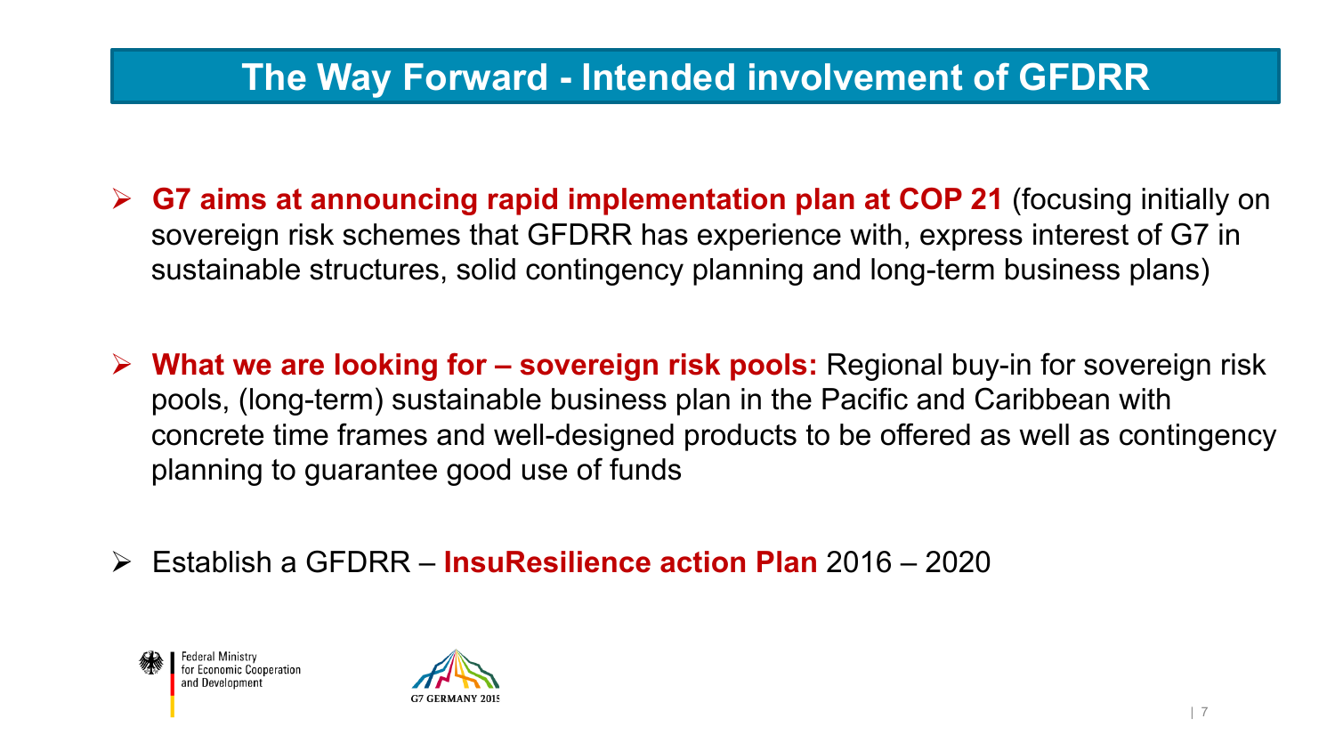# The Way Forward - Intended involvement of GFDRR

- **G7 aims at announcing rapid implementation plan at COP 21** (focusing initially on sovereign risk schemes that GFDRR has experience with, express interest of G7 in sustainable structures, solid contingency planning and long-term business plans)

- **What we are looking for – sovereign risk pools:** Regional buy-in for sovereign risk pools, (long-term) sustainable business plan in the Pacific and Caribbean with concrete time frames and well-designed products to be offered as well as contingency planning to guarantee good use of funds

- Establish a GFDRR – **InsuResilience action Plan** 2016 – 2020

Federal Ministry for Economic Cooperation and Development

G7 GERMANY 2015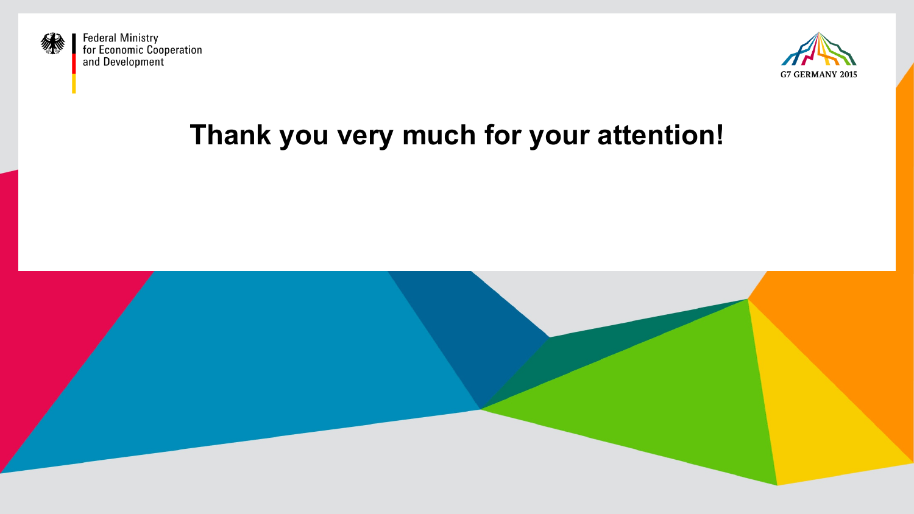Federal Ministry for Economic Cooperation and Development

G7 GERMANY 2015

# Thank you very much for your attention!